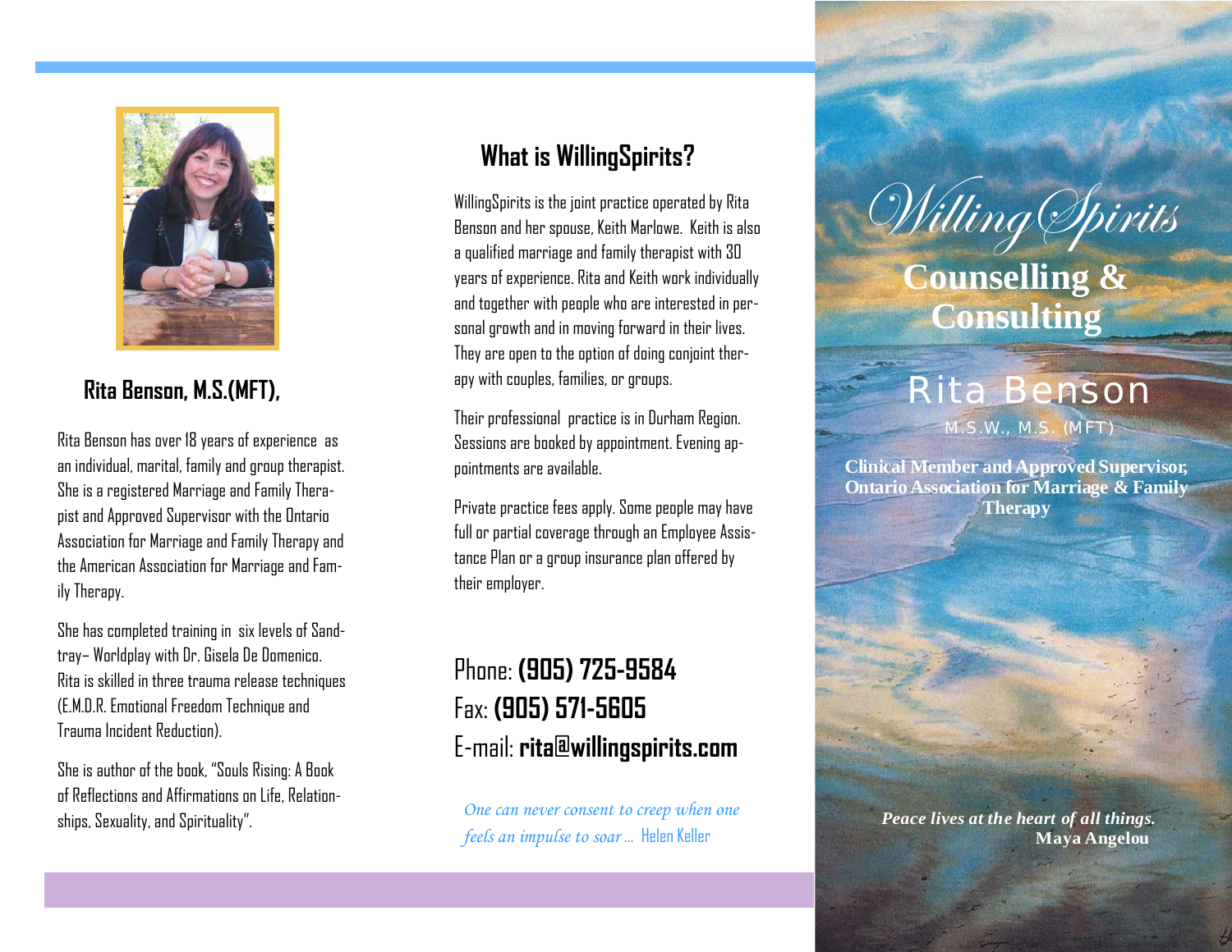## Rita Benson, M.S.(MFT),

Rita Benson has over 18 years of experience as an individual, marital, family and group therapist. She is a registered Marriage and Family Therapist and Approved Supervisor with the Ontario Association for Marriage and Family Therapy and the American Association for Marriage and Family Therapy.

She has completed training in six levels of Sandtray– Worldplay with Dr. Gisela De Domenico. Rita is skilled in three trauma release techniques (E.M.D.R. Emotional Freedom Technique and Trauma Incident Reduction).

She is author of the book, "Souls Rising: A Book of Reflections and Affirmations on Life, Relationships, Sexuality, and Spirituality".

## What is WillingSpirits?

WillingSpirits is the joint practice operated by Rita Benson and her spouse, Keith Marlowe. Keith is also a qualified marriage and family therapist with 30 years of experience. Rita and Keith work individually and together with people who are interested in personal growth and in moving forward in their lives. They are open to the option of doing conjoint therapy with couples, families, or groups.

Their professional practice is in Durham Region. Sessions are booked by appointment. Evening appointments are available.

Private practice fees apply. Some people may have full or partial coverage through an Employee Assistance Plan or a group insurance plan offered by their employer.

Phone: **(905) 725-9584**
Fax: **(905) 571-5605**
E-mail: **rita@willingspirits.com**

*One can never consent to creep when one feels an impulse to soar…* Helen Keller

# WillingSpirits

## Counselling & Consulting

## Rita Benson

M.S.W., M.S. (MFT)

**Clinical Member and Approved Supervisor, Ontario Association for Marriage & Family Therapy**

***Peace lives at the heart of all things.***
**Maya Angelou**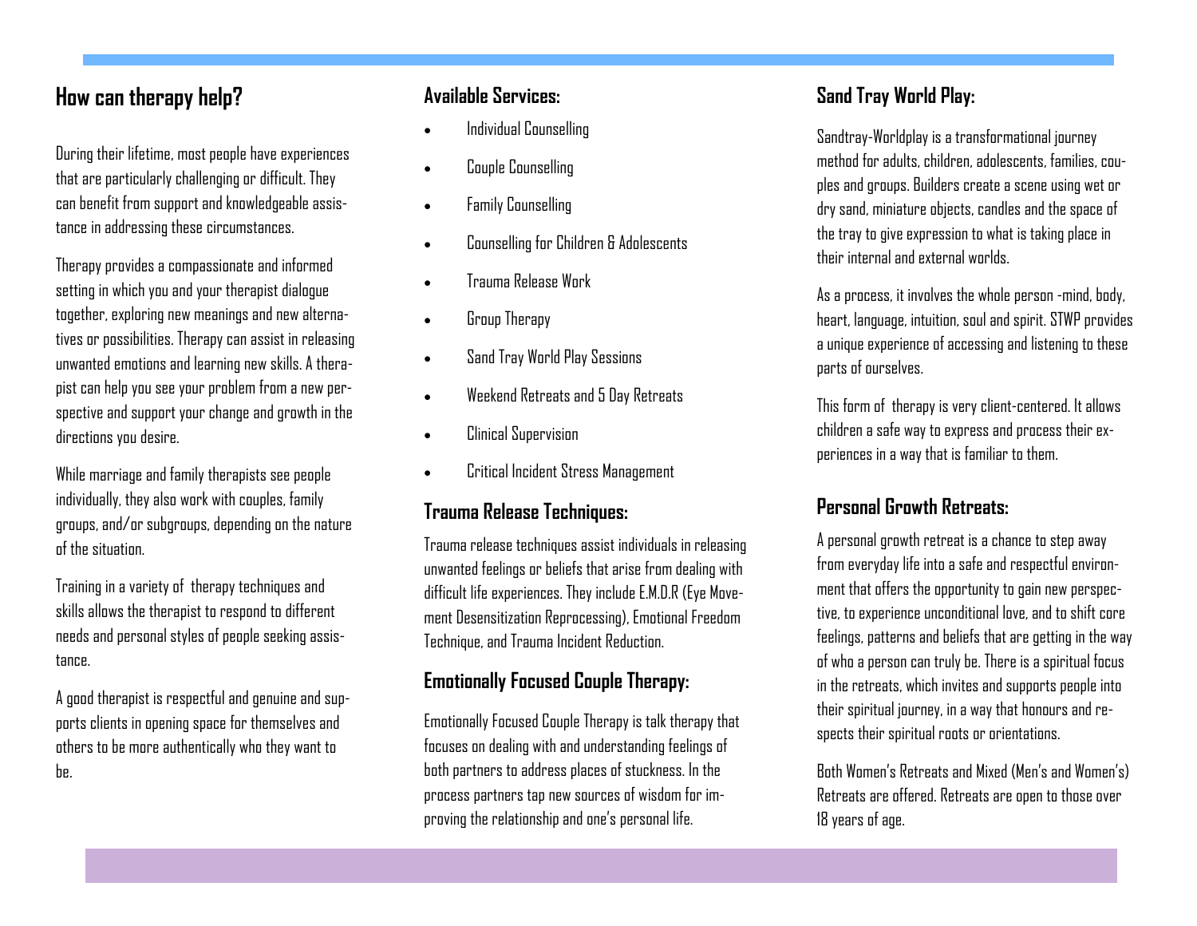## How can therapy help?

During their lifetime, most people have experiences that are particularly challenging or difficult. They can benefit from support and knowledgeable assistance in addressing these circumstances.

Therapy provides a compassionate and informed setting in which you and your therapist dialogue together, exploring new meanings and new alternatives or possibilities. Therapy can assist in releasing unwanted emotions and learning new skills. A therapist can help you see your problem from a new perspective and support your change and growth in the directions you desire.

While marriage and family therapists see people individually, they also work with couples, family groups, and/or subgroups, depending on the nature of the situation.

Training in a variety of therapy techniques and skills allows the therapist to respond to different needs and personal styles of people seeking assistance.

A good therapist is respectful and genuine and supports clients in opening space for themselves and others to be more authentically who they want to be.

### Available Services:

- Individual Counselling
- Couple Counselling
- Family Counselling
- Counselling for Children & Adolescents
- Trauma Release Work
- Group Therapy
- Sand Tray World Play Sessions
- Weekend Retreats and 5 Day Retreats
- Clinical Supervision
- Critical Incident Stress Management

### Trauma Release Techniques:

Trauma release techniques assist individuals in releasing unwanted feelings or beliefs that arise from dealing with difficult life experiences. They include E.M.D.R (Eye Movement Desensitization Reprocessing), Emotional Freedom Technique, and Trauma Incident Reduction.

### Emotionally Focused Couple Therapy:

Emotionally Focused Couple Therapy is talk therapy that focuses on dealing with and understanding feelings of both partners to address places of stuckness. In the process partners tap new sources of wisdom for improving the relationship and one's personal life.

### Sand Tray World Play:

Sandtray-Worldplay is a transformational journey method for adults, children, adolescents, families, couples and groups. Builders create a scene using wet or dry sand, miniature objects, candles and the space of the tray to give expression to what is taking place in their internal and external worlds.

As a process, it involves the whole person -mind, body, heart, language, intuition, soul and spirit. STWP provides a unique experience of accessing and listening to these parts of ourselves.

This form of therapy is very client-centered. It allows children a safe way to express and process their experiences in a way that is familiar to them.

## Personal Growth Retreats:

A personal growth retreat is a chance to step away from everyday life into a safe and respectful environment that offers the opportunity to gain new perspective, to experience unconditional love, and to shift core feelings, patterns and beliefs that are getting in the way of who a person can truly be. There is a spiritual focus in the retreats, which invites and supports people into their spiritual journey, in a way that honours and respects their spiritual roots or orientations.

Both Women's Retreats and Mixed (Men's and Women's) Retreats are offered. Retreats are open to those over 18 years of age.